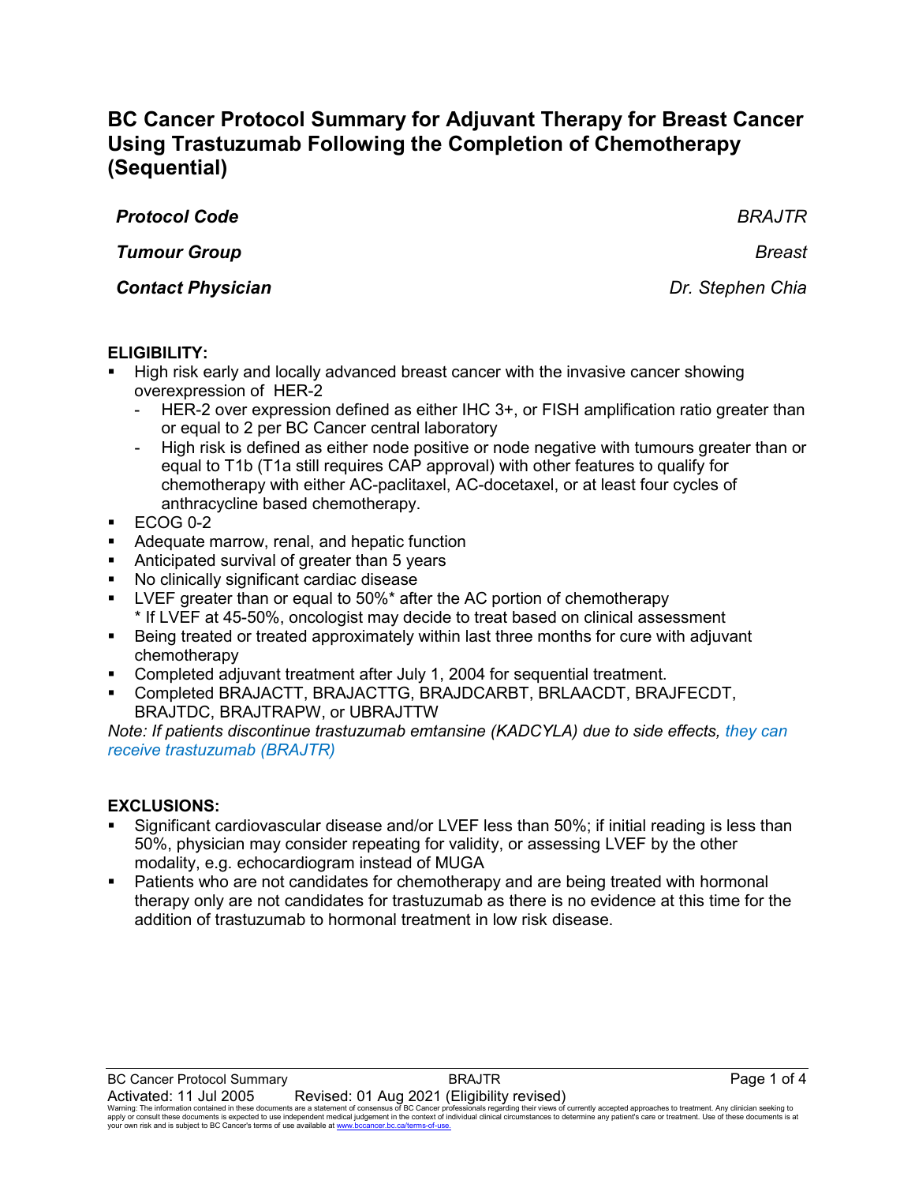# BC Cancer Protocol Summary for Adjuvant Therapy for Breast Cancer Using Trastuzumab Following the Completion of Chemotherapy (Sequential)

| | |
|---|---|
| ***Protocol Code*** | *BRAJTR* |
| ***Tumour Group*** | *Breast* |
| ***Contact Physician*** | *Dr. Stephen Chia* |

**ELIGIBILITY:**

- High risk early and locally advanced breast cancer with the invasive cancer showing overexpression of HER-2
  - HER-2 over expression defined as either IHC 3+, or FISH amplification ratio greater than or equal to 2 per BC Cancer central laboratory
  - High risk is defined as either node positive or node negative with tumours greater than or equal to T1b (T1a still requires CAP approval) with other features to qualify for chemotherapy with either AC-paclitaxel, AC-docetaxel, or at least four cycles of anthracycline based chemotherapy.
- ECOG 0-2
- Adequate marrow, renal, and hepatic function
- Anticipated survival of greater than 5 years
- No clinically significant cardiac disease
- LVEF greater than or equal to 50%* after the AC portion of chemotherapy
  \* If LVEF at 45-50%, oncologist may decide to treat based on clinical assessment
- Being treated or treated approximately within last three months for cure with adjuvant chemotherapy
- Completed adjuvant treatment after July 1, 2004 for sequential treatment.
- Completed BRAJACTT, BRAJACTTG, BRAJDCARBT, BRLAACDT, BRAJFECDT, BRAJTDC, BRAJTRAPW, or UBRAJTTW

*Note: If patients discontinue trastuzumab emtansine (KADCYLA) due to side effects, they can receive trastuzumab (BRAJTR)*

**EXCLUSIONS:**

- Significant cardiovascular disease and/or LVEF less than 50%; if initial reading is less than 50%, physician may consider repeating for validity, or assessing LVEF by the other modality, e.g. echocardiogram instead of MUGA
- Patients who are not candidates for chemotherapy and are being treated with hormonal therapy only are not candidates for trastuzumab as there is no evidence at this time for the addition of trastuzumab to hormonal treatment in low risk disease.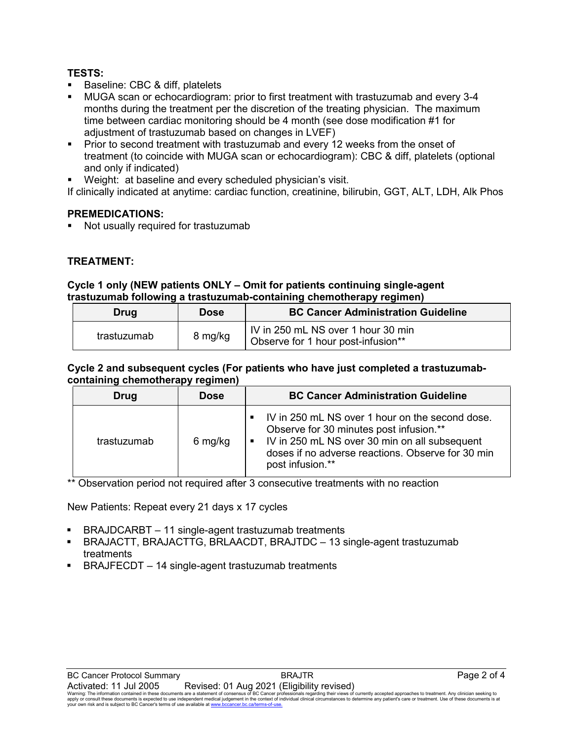**TESTS:**

- Baseline: CBC & diff, platelets
- MUGA scan or echocardiogram: prior to first treatment with trastuzumab and every 3-4 months during the treatment per the discretion of the treating physician. The maximum time between cardiac monitoring should be 4 month (see dose modification #1 for adjustment of trastuzumab based on changes in LVEF)
- Prior to second treatment with trastuzumab and every 12 weeks from the onset of treatment (to coincide with MUGA scan or echocardiogram): CBC & diff, platelets (optional and only if indicated)
- Weight: at baseline and every scheduled physician's visit.

If clinically indicated at anytime: cardiac function, creatinine, bilirubin, GGT, ALT, LDH, Alk Phos

**PREMEDICATIONS:**

- Not usually required for trastuzumab

**TREATMENT:**

**Cycle 1 only (NEW patients ONLY – Omit for patients continuing single-agent trastuzumab following a trastuzumab-containing chemotherapy regimen)**

| Drug | Dose | BC Cancer Administration Guideline |
|---|---|---|
| trastuzumab | 8 mg/kg | IV in 250 mL NS over 1 hour 30 min<br>Observe for 1 hour post-infusion** |

**Cycle 2 and subsequent cycles (For patients who have just completed a trastuzumab-containing chemotherapy regimen)**

| Drug | Dose | BC Cancer Administration Guideline |
|---|---|---|
| trastuzumab | 6 mg/kg | ▪ IV in 250 mL NS over 1 hour on the second dose. Observe for 30 minutes post infusion.**<br>▪ IV in 250 mL NS over 30 min on all subsequent doses if no adverse reactions. Observe for 30 min post infusion.** |

** Observation period not required after 3 consecutive treatments with no reaction

New Patients: Repeat every 21 days x 17 cycles

- BRAJDCARBT – 11 single-agent trastuzumab treatments
- BRAJACTT, BRAJACTTG, BRLAACDT, BRAJTDC – 13 single-agent trastuzumab treatments
- BRAJFECDT – 14 single-agent trastuzumab treatments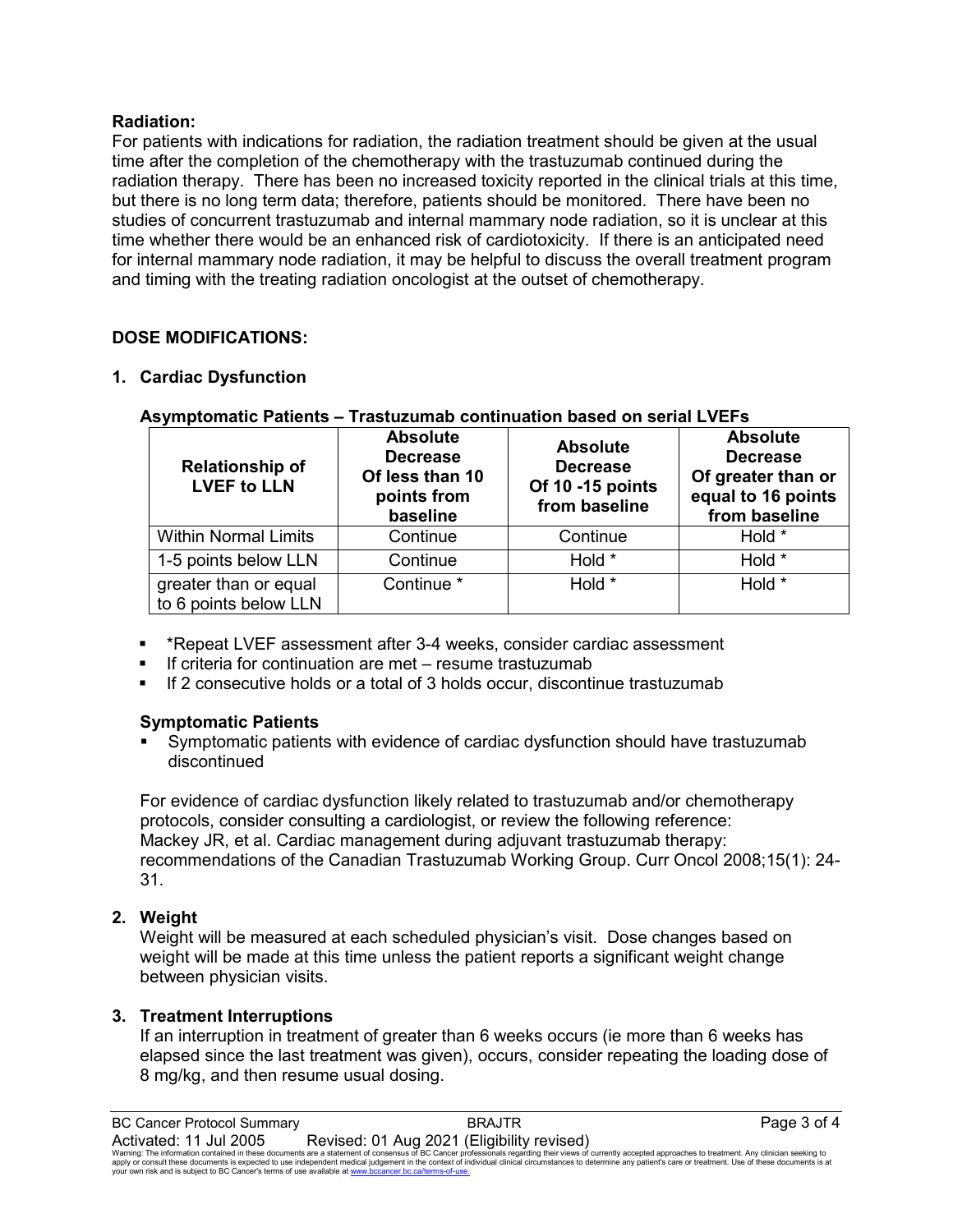**Radiation:**
For patients with indications for radiation, the radiation treatment should be given at the usual time after the completion of the chemotherapy with the trastuzumab continued during the radiation therapy. There has been no increased toxicity reported in the clinical trials at this time, but there is no long term data; therefore, patients should be monitored. There have been no studies of concurrent trastuzumab and internal mammary node radiation, so it is unclear at this time whether there would be an enhanced risk of cardiotoxicity. If there is an anticipated need for internal mammary node radiation, it may be helpful to discuss the overall treatment program and timing with the treating radiation oncologist at the outset of chemotherapy.

## DOSE MODIFICATIONS:

### 1. Cardiac Dysfunction

**Asymptomatic Patients – Trastuzumab continuation based on serial LVEFs**

| Relationship of LVEF to LLN | Absolute Decrease Of less than 10 points from baseline | Absolute Decrease Of 10 -15 points from baseline | Absolute Decrease Of greater than or equal to 16 points from baseline |
|---|---|---|---|
| Within Normal Limits | Continue | Continue | Hold * |
| 1-5 points below LLN | Continue | Hold * | Hold * |
| greater than or equal to 6 points below LLN | Continue * | Hold * | Hold * |

- *Repeat LVEF assessment after 3-4 weeks, consider cardiac assessment
- If criteria for continuation are met – resume trastuzumab
- If 2 consecutive holds or a total of 3 holds occur, discontinue trastuzumab

**Symptomatic Patients**

- Symptomatic patients with evidence of cardiac dysfunction should have trastuzumab discontinued

For evidence of cardiac dysfunction likely related to trastuzumab and/or chemotherapy protocols, consider consulting a cardiologist, or review the following reference: Mackey JR, et al. Cardiac management during adjuvant trastuzumab therapy: recommendations of the Canadian Trastuzumab Working Group. Curr Oncol 2008;15(1): 24-31.

### 2. Weight

Weight will be measured at each scheduled physician's visit. Dose changes based on weight will be made at this time unless the patient reports a significant weight change between physician visits.

### 3. Treatment Interruptions

If an interruption in treatment of greater than 6 weeks occurs (ie more than 6 weeks has elapsed since the last treatment was given), occurs, consider repeating the loading dose of 8 mg/kg, and then resume usual dosing.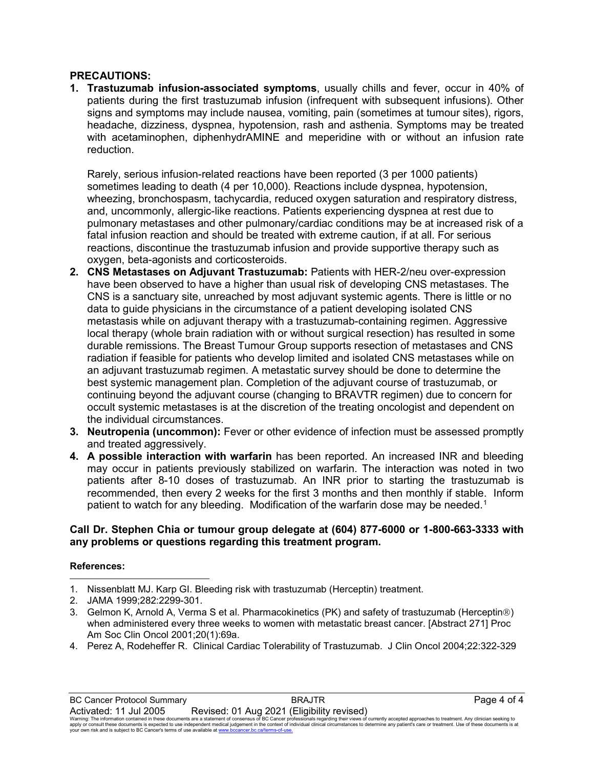**PRECAUTIONS:**

1. **Trastuzumab infusion-associated symptoms**, usually chills and fever, occur in 40% of patients during the first trastuzumab infusion (infrequent with subsequent infusions). Other signs and symptoms may include nausea, vomiting, pain (sometimes at tumour sites), rigors, headache, dizziness, dyspnea, hypotension, rash and asthenia. Symptoms may be treated with acetaminophen, diphenhydrAMINE and meperidine with or without an infusion rate reduction.

   Rarely, serious infusion-related reactions have been reported (3 per 1000 patients) sometimes leading to death (4 per 10,000). Reactions include dyspnea, hypotension, wheezing, bronchospasm, tachycardia, reduced oxygen saturation and respiratory distress, and, uncommonly, allergic-like reactions. Patients experiencing dyspnea at rest due to pulmonary metastases and other pulmonary/cardiac conditions may be at increased risk of a fatal infusion reaction and should be treated with extreme caution, if at all. For serious reactions, discontinue the trastuzumab infusion and provide supportive therapy such as oxygen, beta-agonists and corticosteroids.
2. **CNS Metastases on Adjuvant Trastuzumab:** Patients with HER-2/neu over-expression have been observed to have a higher than usual risk of developing CNS metastases. The CNS is a sanctuary site, unreached by most adjuvant systemic agents. There is little or no data to guide physicians in the circumstance of a patient developing isolated CNS metastasis while on adjuvant therapy with a trastuzumab-containing regimen. Aggressive local therapy (whole brain radiation with or without surgical resection) has resulted in some durable remissions. The Breast Tumour Group supports resection of metastases and CNS radiation if feasible for patients who develop limited and isolated CNS metastases while on an adjuvant trastuzumab regimen. A metastatic survey should be done to determine the best systemic management plan. Completion of the adjuvant course of trastuzumab, or continuing beyond the adjuvant course (changing to BRAVTR regimen) due to concern for occult systemic metastases is at the discretion of the treating oncologist and dependent on the individual circumstances.
3. **Neutropenia (uncommon):** Fever or other evidence of infection must be assessed promptly and treated aggressively.
4. **A possible interaction with warfarin** has been reported. An increased INR and bleeding may occur in patients previously stabilized on warfarin. The interaction was noted in two patients after 8-10 doses of trastuzumab. An INR prior to starting the trastuzumab is recommended, then every 2 weeks for the first 3 months and then monthly if stable. Inform patient to watch for any bleeding. Modification of the warfarin dose may be needed.[1]

**Call Dr. Stephen Chia or tumour group delegate at (604) 877-6000 or 1-800-663-3333 with any problems or questions regarding this treatment program.**

**References:**

1. Nissenblatt MJ. Karp GI. Bleeding risk with trastuzumab (Herceptin) treatment.
2. JAMA 1999;282:2299-301.
3. Gelmon K, Arnold A, Verma S et al. Pharmacokinetics (PK) and safety of trastuzumab (Herceptin®) when administered every three weeks to women with metastatic breast cancer. [Abstract 271] Proc Am Soc Clin Oncol 2001;20(1):69a.
4. Perez A, Rodeheffer R. Clinical Cardiac Tolerability of Trastuzumab. J Clin Oncol 2004;22:322-329